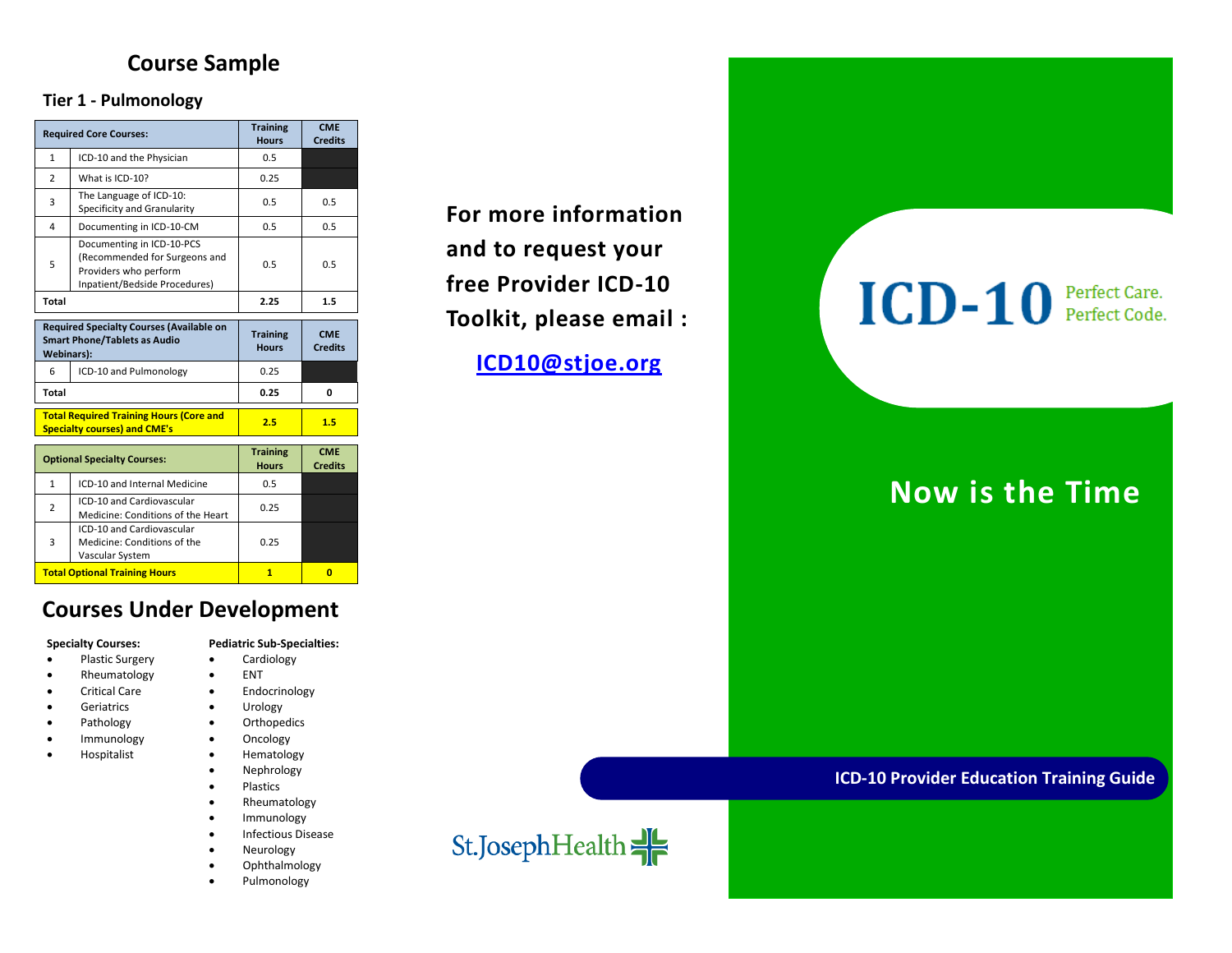# Course Sample

## Tier 1 - Pulmonology

| | Required Core Courses: | Training Hours | CME Credits |
|---|---|---|---|
| 1 | ICD-10 and the Physician | 0.5 | |
| 2 | What is ICD-10? | 0.25 | |
| 3 | The Language of ICD-10: Specificity and Granularity | 0.5 | 0.5 |
| 4 | Documenting in ICD-10-CM | 0.5 | 0.5 |
| 5 | Documenting in ICD-10-PCS (Recommended for Surgeons and Providers who perform Inpatient/Bedside Procedures) | 0.5 | 0.5 |
| **Total** | | **2.25** | **1.5** |

| | Required Specialty Courses (Available on Smart Phone/Tablets as Audio Webinars): | Training Hours | CME Credits |
|---|---|---|---|
| 6 | ICD-10 and Pulmonology | 0.25 | |
| **Total** | | **0.25** | **0** |

| Total Required Training Hours (Core and Specialty courses) and CME's | Training Hours | CME Credits |
|---|---|---|
| | **2.5** | **1.5** |

| | Optional Specialty Courses: | Training Hours | CME Credits |
|---|---|---|---|
| 1 | ICD-10 and Internal Medicine | 0.5 | |
| 2 | ICD-10 and Cardiovascular Medicine: Conditions of the Heart | 0.25 | |
| 3 | ICD-10 and Cardiovascular Medicine: Conditions of the Vascular System | 0.25 | |
| **Total Optional Training Hours** | | **1** | **0** |

# Courses Under Development

**Specialty Courses:**

- Plastic Surgery
- Rheumatology
- Critical Care
- Geriatrics
- Pathology
- Immunology
- Hospitalist

**Pediatric Sub-Specialties:**

- Cardiology
- ENT
- Endocrinology
- Urology
- Orthopedics
- Oncology
- Hematology
- Nephrology
- Plastics
- Rheumatology
- Immunology
- Infectious Disease
- Neurology
- Ophthalmology
- Pulmonology

**For more information and to request your free Provider ICD-10 Toolkit, please email :**

**ICD10@stjoe.org**

St.JosephHealth

# ICD-10 Perfect Care. Perfect Code.

## Now is the Time

**ICD-10 Provider Education Training Guide**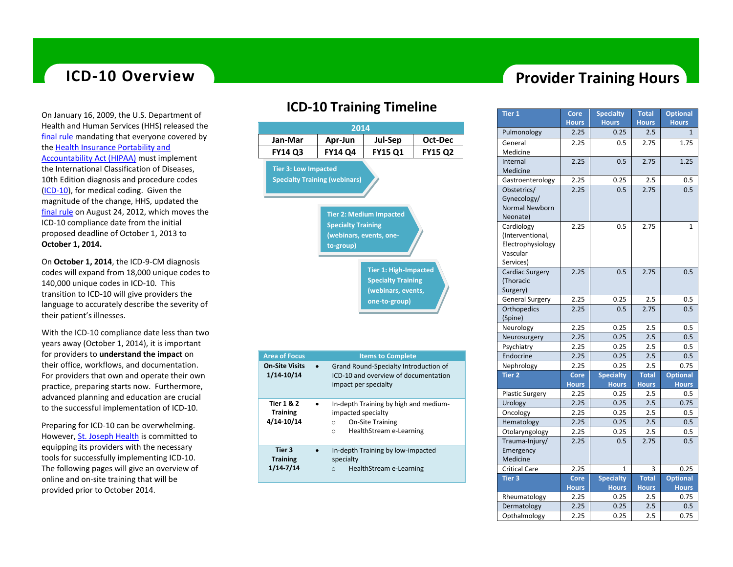# ICD-10 Overview

On January 16, 2009, the U.S. Department of Health and Human Services (HHS) released the final rule mandating that everyone covered by the Health Insurance Portability and Accountability Act (HIPAA) must implement the International Classification of Diseases, 10th Edition diagnosis and procedure codes (ICD-10), for medical coding. Given the magnitude of the change, HHS, updated the final rule on August 24, 2012, which moves the ICD-10 compliance date from the initial proposed deadline of October 1, 2013 to **October 1, 2014.**

On **October 1, 2014**, the ICD-9-CM diagnosis codes will expand from 18,000 unique codes to 140,000 unique codes in ICD-10. This transition to ICD-10 will give providers the language to accurately describe the severity of their patient's illnesses.

With the ICD-10 compliance date less than two years away (October 1, 2014), it is important for providers to **understand the impact** on their office, workflows, and documentation. For providers that own and operate their own practice, preparing starts now. Furthermore, advanced planning and education are crucial to the successful implementation of ICD-10.

Preparing for ICD-10 can be overwhelming. However, St. Joseph Health is committed to equipping its providers with the necessary tools for successfully implementing ICD-10. The following pages will give an overview of online and on-site training that will be provided prior to October 2014.

## ICD-10 Training Timeline

| 2014 | | | |
|---|---|---|---|
| Jan-Mar | Apr-Jun | Jul-Sep | Oct-Dec |
| FY14 Q3 | FY14 Q4 | FY15 Q1 | FY15 Q2 |

Tier 3: Low Impacted Specialty Training (webinars)

Tier 2: Medium Impacted Specialty Training (webinars, events, one-to-group)

Tier 1: High-Impacted Specialty Training (webinars, events, one-to-group)

| Area of Focus | Items to Complete |
|---|---|
| **On-Site Visits 1/14-10/14** | • Grand Round-Specialty Introduction of ICD-10 and overview of documentation impact per specialty |
| **Tier 1 & 2 Training 4/14-10/14** | • In-depth Training by high and medium-impacted specialty<br>○ On-Site Training<br>○ HealthStream e-Learning |
| **Tier 3 Training 1/14-7/14** | • In-depth Training by low-impacted specialty<br>○ HealthStream e-Learning |

# Provider Training Hours

| Tier 1 | Core Hours | Specialty Hours | Total Hours | Optional Hours |
|---|---|---|---|---|
| Pulmonology | 2.25 | 0.25 | 2.5 | 1 |
| General Medicine | 2.25 | 0.5 | 2.75 | 1.75 |
| Internal Medicine | 2.25 | 0.5 | 2.75 | 1.25 |
| Gastroenterology | 2.25 | 0.25 | 2.5 | 0.5 |
| Obstetrics/ Gynecology/ Normal Newborn Neonate) | 2.25 | 0.5 | 2.75 | 0.5 |
| Cardiology (Interventional, Electrophysiology Vascular Services) | 2.25 | 0.5 | 2.75 | 1 |
| Cardiac Surgery (Thoracic Surgery) | 2.25 | 0.5 | 2.75 | 0.5 |
| General Surgery | 2.25 | 0.25 | 2.5 | 0.5 |
| Orthopedics (Spine) | 2.25 | 0.5 | 2.75 | 0.5 |
| Neurology | 2.25 | 0.25 | 2.5 | 0.5 |
| Neurosurgery | 2.25 | 0.25 | 2.5 | 0.5 |
| Psychiatry | 2.25 | 0.25 | 2.5 | 0.5 |
| Endocrine | 2.25 | 0.25 | 2.5 | 0.5 |
| Nephrology | 2.25 | 0.25 | 2.5 | 0.75 |
| **Tier 2** | **Core Hours** | **Specialty Hours** | **Total Hours** | **Optional Hours** |
| Plastic Surgery | 2.25 | 0.25 | 2.5 | 0.5 |
| Urology | 2.25 | 0.25 | 2.5 | 0.75 |
| Oncology | 2.25 | 0.25 | 2.5 | 0.5 |
| Hematology | 2.25 | 0.25 | 2.5 | 0.5 |
| Otolaryngology | 2.25 | 0.25 | 2.5 | 0.5 |
| Trauma-Injury/ Emergency Medicine | 2.25 | 0.5 | 2.75 | 0.5 |
| Critical Care | 2.25 | 1 | 3 | 0.25 |
| **Tier 3** | **Core Hours** | **Specialty Hours** | **Total Hours** | **Optional Hours** |
| Rheumatology | 2.25 | 0.25 | 2.5 | 0.75 |
| Dermatology | 2.25 | 0.25 | 2.5 | 0.5 |
| Opthalmology | 2.25 | 0.25 | 2.5 | 0.75 |